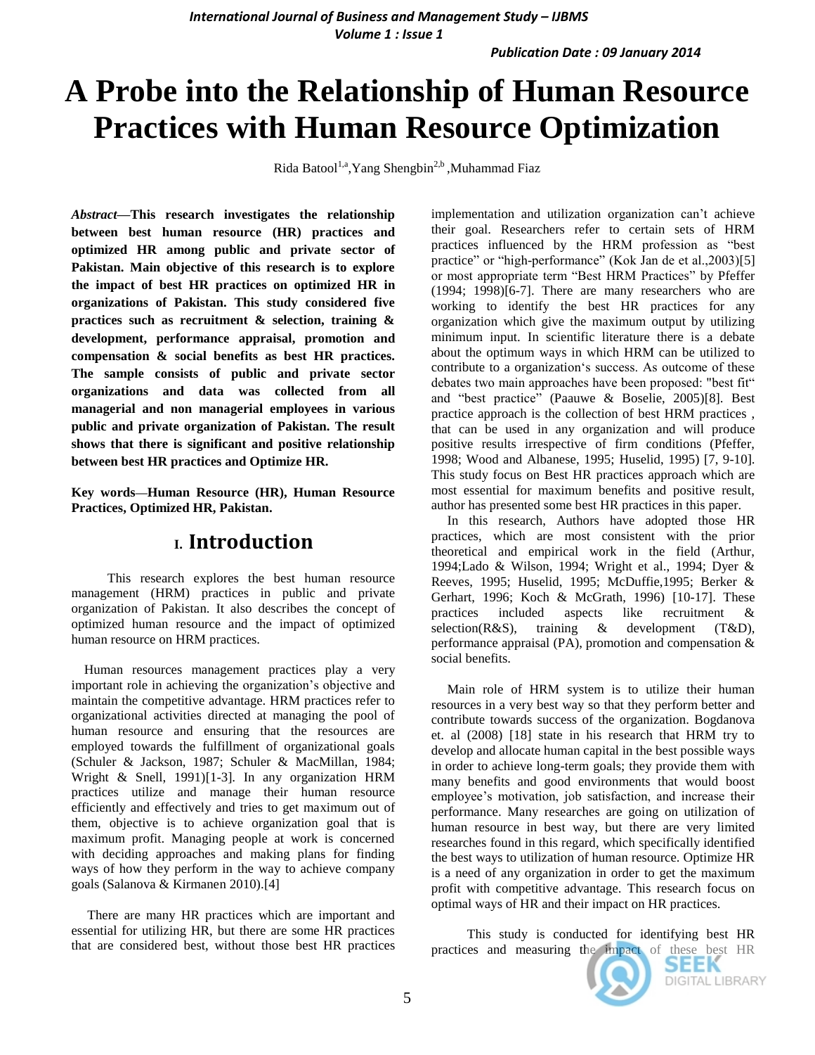# A Probe into the Relationship of Human Resource Practices with Human Resource Optimization

Rida Batool[1,a], Yang Shengbin[2,b], Muhammad Fiaz

***Abstract*—This research investigates the relationship between best human resource (HR) practices and optimized HR among public and private sector of Pakistan. Main objective of this research is to explore the impact of best HR practices on optimized HR in organizations of Pakistan. This study considered five practices such as recruitment & selection, training & development, performance appraisal, promotion and compensation & social benefits as best HR practices. The sample consists of public and private sector organizations and data was collected from all managerial and non managerial employees in various public and private organization of Pakistan. The result shows that there is significant and positive relationship between best HR practices and Optimize HR.**

**Key words—Human Resource (HR), Human Resource Practices, Optimized HR, Pakistan.**

## I. Introduction

This research explores the best human resource management (HRM) practices in public and private organization of Pakistan. It also describes the concept of optimized human resource and the impact of optimized human resource on HRM practices.

Human resources management practices play a very important role in achieving the organization's objective and maintain the competitive advantage. HRM practices refer to organizational activities directed at managing the pool of human resource and ensuring that the resources are employed towards the fulfillment of organizational goals (Schuler & Jackson, 1987; Schuler & MacMillan, 1984; Wright & Snell, 1991)[1-3]. In any organization HRM practices utilize and manage their human resource efficiently and effectively and tries to get maximum out of them, objective is to achieve organization goal that is maximum profit. Managing people at work is concerned with deciding approaches and making plans for finding ways of how they perform in the way to achieve company goals (Salanova & Kirmanen 2010).[4]

There are many HR practices which are important and essential for utilizing HR, but there are some HR practices that are considered best, without those best HR practices implementation and utilization organization can't achieve their goal. Researchers refer to certain sets of HRM practices influenced by the HRM profession as "best practice" or "high-performance" (Kok Jan de et al.,2003)[5] or most appropriate term "Best HRM Practices" by Pfeffer (1994; 1998)[6-7]. There are many researchers who are working to identify the best HR practices for any organization which give the maximum output by utilizing minimum input. In scientific literature there is a debate about the optimum ways in which HRM can be utilized to contribute to a organization's success. As outcome of these debates two main approaches have been proposed: "best fit" and "best practice" (Paauwe & Boselie, 2005)[8]. Best practice approach is the collection of best HRM practices , that can be used in any organization and will produce positive results irrespective of firm conditions (Pfeffer, 1998; Wood and Albanese, 1995; Huselid, 1995) [7, 9-10]. This study focus on Best HR practices approach which are most essential for maximum benefits and positive result, author has presented some best HR practices in this paper.

In this research, Authors have adopted those HR practices, which are most consistent with the prior theoretical and empirical work in the field (Arthur, 1994;Lado & Wilson, 1994; Wright et al., 1994; Dyer & Reeves, 1995; Huselid, 1995; McDuffie,1995; Berker & Gerhart, 1996; Koch & McGrath, 1996) [10-17]. These practices included aspects like recruitment & selection(R&S), training & development (T&D), performance appraisal (PA), promotion and compensation & social benefits.

Main role of HRM system is to utilize their human resources in a very best way so that they perform better and contribute towards success of the organization. Bogdanova et. al (2008) [18] state in his research that HRM try to develop and allocate human capital in the best possible ways in order to achieve long-term goals; they provide them with many benefits and good environments that would boost employee's motivation, job satisfaction, and increase their performance. Many researches are going on utilization of human resource in best way, but there are very limited researches found in this regard, which specifically identified the best ways to utilization of human resource. Optimize HR is a need of any organization in order to get the maximum profit with competitive advantage. This research focus on optimal ways of HR and their impact on HR practices.

This study is conducted for identifying best HR practices and measuring the impact of these best HR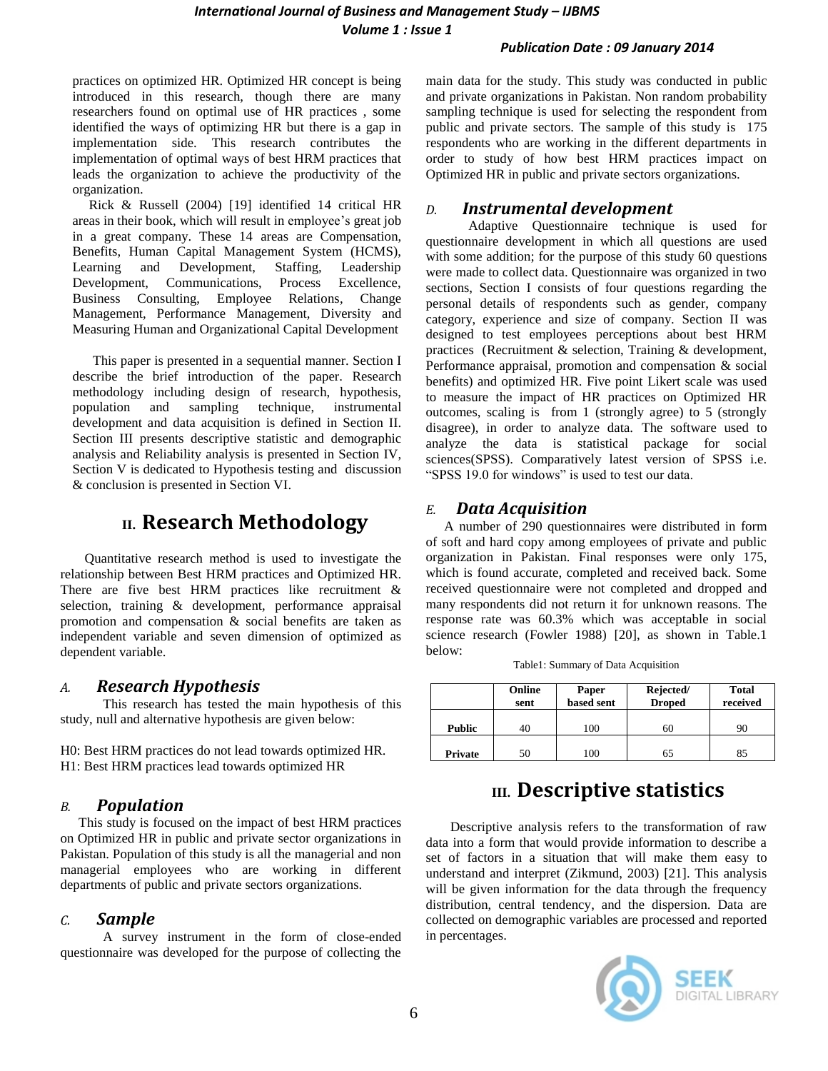practices on optimized HR. Optimized HR concept is being introduced in this research, though there are many researchers found on optimal use of HR practices , some identified the ways of optimizing HR but there is a gap in implementation side. This research contributes the implementation of optimal ways of best HRM practices that leads the organization to achieve the productivity of the organization.

Rick & Russell (2004) [19] identified 14 critical HR areas in their book, which will result in employee's great job in a great company. These 14 areas are Compensation, Benefits, Human Capital Management System (HCMS), Learning and Development, Staffing, Leadership Development, Communications, Process Excellence, Business Consulting, Employee Relations, Change Management, Performance Management, Diversity and Measuring Human and Organizational Capital Development

This paper is presented in a sequential manner. Section I describe the brief introduction of the paper. Research methodology including design of research, hypothesis, population and sampling technique, instrumental development and data acquisition is defined in Section II. Section III presents descriptive statistic and demographic analysis and Reliability analysis is presented in Section IV, Section V is dedicated to Hypothesis testing and discussion & conclusion is presented in Section VI.

## II. Research Methodology

Quantitative research method is used to investigate the relationship between Best HRM practices and Optimized HR. There are five best HRM practices like recruitment & selection, training & development, performance appraisal promotion and compensation & social benefits are taken as independent variable and seven dimension of optimized as dependent variable.

### *A. Research Hypothesis*

This research has tested the main hypothesis of this study, null and alternative hypothesis are given below:

H0: Best HRM practices do not lead towards optimized HR.
H1: Best HRM practices lead towards optimized HR

### *B. Population*

This study is focused on the impact of best HRM practices on Optimized HR in public and private sector organizations in Pakistan. Population of this study is all the managerial and non managerial employees who are working in different departments of public and private sectors organizations.

### *C. Sample*

A survey instrument in the form of close-ended questionnaire was developed for the purpose of collecting the main data for the study. This study was conducted in public and private organizations in Pakistan. Non random probability sampling technique is used for selecting the respondent from public and private sectors. The sample of this study is 175 respondents who are working in the different departments in order to study of how best HRM practices impact on Optimized HR in public and private sectors organizations.

### *D. Instrumental development*

Adaptive Questionnaire technique is used for questionnaire development in which all questions are used with some addition; for the purpose of this study 60 questions were made to collect data. Questionnaire was organized in two sections, Section I consists of four questions regarding the personal details of respondents such as gender, company category, experience and size of company. Section II was designed to test employees perceptions about best HRM practices (Recruitment & selection, Training & development, Performance appraisal, promotion and compensation & social benefits) and optimized HR. Five point Likert scale was used to measure the impact of HR practices on Optimized HR outcomes, scaling is from 1 (strongly agree) to 5 (strongly disagree), in order to analyze data. The software used to analyze the data is statistical package for social sciences(SPSS). Comparatively latest version of SPSS i.e. "SPSS 19.0 for windows" is used to test our data.

### *E. Data Acquisition*

A number of 290 questionnaires were distributed in form of soft and hard copy among employees of private and public organization in Pakistan. Final responses were only 175, which is found accurate, completed and received back. Some received questionnaire were not completed and dropped and many respondents did not return it for unknown reasons. The response rate was 60.3% which was acceptable in social science research (Fowler 1988) [20], as shown in Table.1 below:

Table1: Summary of Data Acquisition

| | Online sent | Paper based sent | Rejected/ Droped | Total received |
|---|---|---|---|---|
| Public | 40 | 100 | 60 | 90 |
| Private | 50 | 100 | 65 | 85 |

## III. Descriptive statistics

Descriptive analysis refers to the transformation of raw data into a form that would provide information to describe a set of factors in a situation that will make them easy to understand and interpret (Zikmund, 2003) [21]. This analysis will be given information for the data through the frequency distribution, central tendency, and the dispersion. Data are collected on demographic variables are processed and reported in percentages.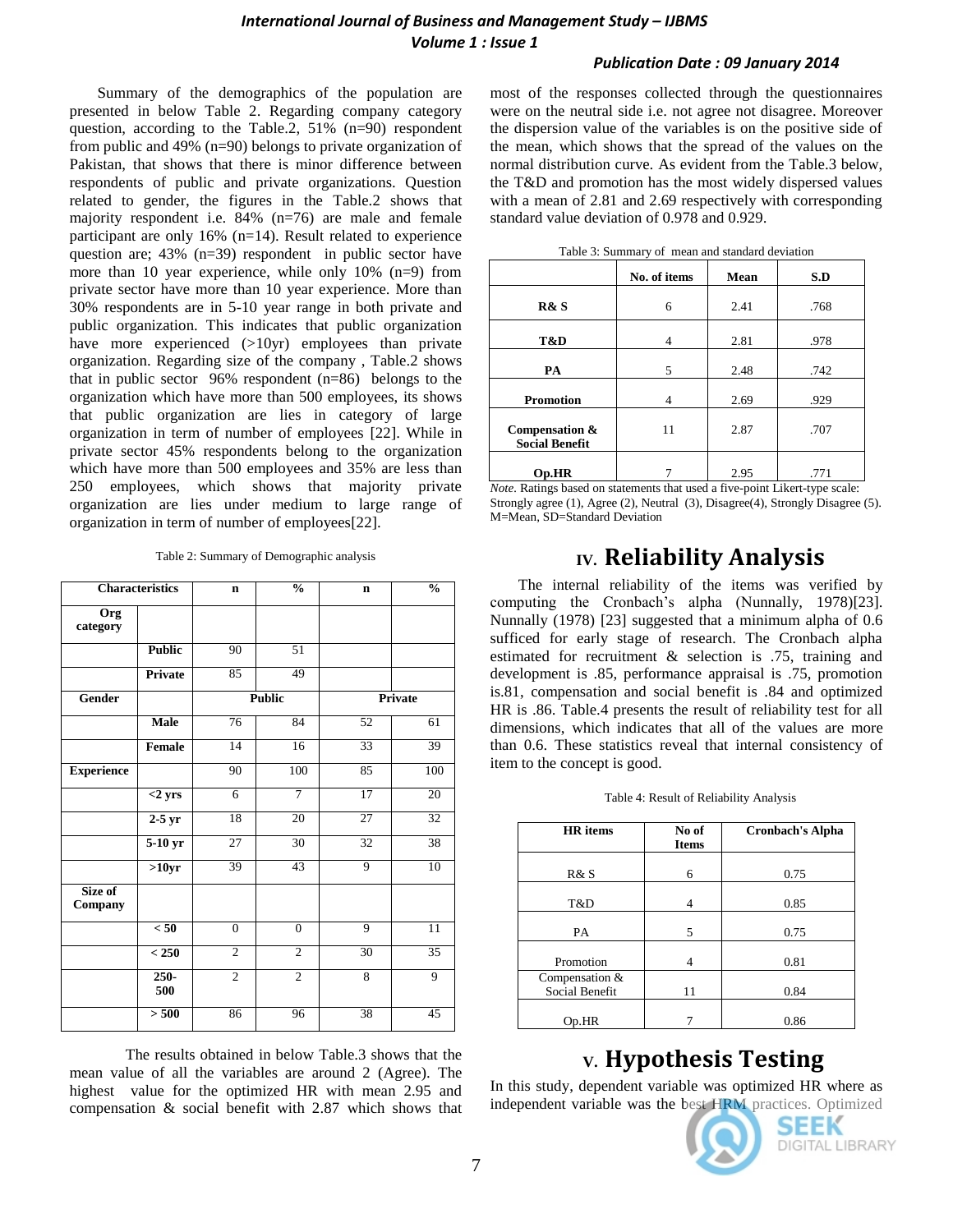Summary of the demographics of the population are presented in below Table 2. Regarding company category question, according to the Table.2, 51% (n=90) respondent from public and 49% (n=90) belongs to private organization of Pakistan, that shows that there is minor difference between respondents of public and private organizations. Question related to gender, the figures in the Table.2 shows that majority respondent i.e. 84% (n=76) are male and female participant are only 16% (n=14). Result related to experience question are; 43% (n=39) respondent in public sector have more than 10 year experience, while only 10% (n=9) from private sector have more than 10 year experience. More than 30% respondents are in 5-10 year range in both private and public organization. This indicates that public organization have more experienced (>10yr) employees than private organization. Regarding size of the company , Table.2 shows that in public sector 96% respondent (n=86) belongs to the organization which have more than 500 employees, its shows that public organization are lies in category of large organization in term of number of employees [22]. While in private sector 45% respondents belong to the organization which have more than 500 employees and 35% are less than 250 employees, which shows that majority private organization are lies under medium to large range of organization in term of number of employees[22].

Table 2: Summary of Demographic analysis

| Characteristics | | n | % | n | % |
|---|---|---|---|---|---|
| **Org category** | | | | | |
| | **Public** | 90 | 51 | | |
| | **Private** | 85 | 49 | | |
| **Gender** | | **Public** | | **Private** | |
| | **Male** | 76 | 84 | 52 | 61 |
| | **Female** | 14 | 16 | 33 | 39 |
| **Experience** | | 90 | 100 | 85 | 100 |
| | **<2 yrs** | 6 | 7 | 17 | 20 |
| | **2-5 yr** | 18 | 20 | 27 | 32 |
| | **5-10 yr** | 27 | 30 | 32 | 38 |
| | **>10yr** | 39 | 43 | 9 | 10 |
| **Size of Company** | | | | | |
| | **< 50** | 0 | 0 | 9 | 11 |
| | **< 250** | 2 | 2 | 30 | 35 |
| | **250-500** | 2 | 2 | 8 | 9 |
| | **> 500** | 86 | 96 | 38 | 45 |

The results obtained in below Table.3 shows that the mean value of all the variables are around 2 (Agree). The highest value for the optimized HR with mean 2.95 and compensation & social benefit with 2.87 which shows that most of the responses collected through the questionnaires were on the neutral side i.e. not agree not disagree. Moreover the dispersion value of the variables is on the positive side of the mean, which shows that the spread of the values on the normal distribution curve. As evident from the Table.3 below, the T&D and promotion has the most widely dispersed values with a mean of 2.81 and 2.69 respectively with corresponding standard value deviation of 0.978 and 0.929.

Table 3: Summary of mean and standard deviation

| | No. of items | Mean | S.D |
|---|---|---|---|
| **R& S** | 6 | 2.41 | .768 |
| **T&D** | 4 | 2.81 | .978 |
| **PA** | 5 | 2.48 | .742 |
| **Promotion** | 4 | 2.69 | .929 |
| **Compensation & Social Benefit** | 11 | 2.87 | .707 |
| **Op.HR** | 7 | 2.95 | .771 |

*Note*. Ratings based on statements that used a five-point Likert-type scale: Strongly agree (1), Agree (2), Neutral (3), Disagree(4), Strongly Disagree (5). M=Mean, SD=Standard Deviation

## IV. Reliability Analysis

The internal reliability of the items was verified by computing the Cronbach's alpha (Nunnally, 1978)[23]. Nunnally (1978) [23] suggested that a minimum alpha of 0.6 sufficed for early stage of research. The Cronbach alpha estimated for recruitment & selection is .75, training and development is .85, performance appraisal is .75, promotion is.81, compensation and social benefit is .84 and optimized HR is .86. Table.4 presents the result of reliability test for all dimensions, which indicates that all of the values are more than 0.6. These statistics reveal that internal consistency of item to the concept is good.

Table 4: Result of Reliability Analysis

| HR items | No of Items | Cronbach's Alpha |
|---|---|---|
| R& S | 6 | 0.75 |
| T&D | 4 | 0.85 |
| PA | 5 | 0.75 |
| Promotion | 4 | 0.81 |
| Compensation & Social Benefit | 11 | 0.84 |
| Op.HR | 7 | 0.86 |

## V. Hypothesis Testing

In this study, dependent variable was optimized HR where as independent variable was the best HRM practices. Optimized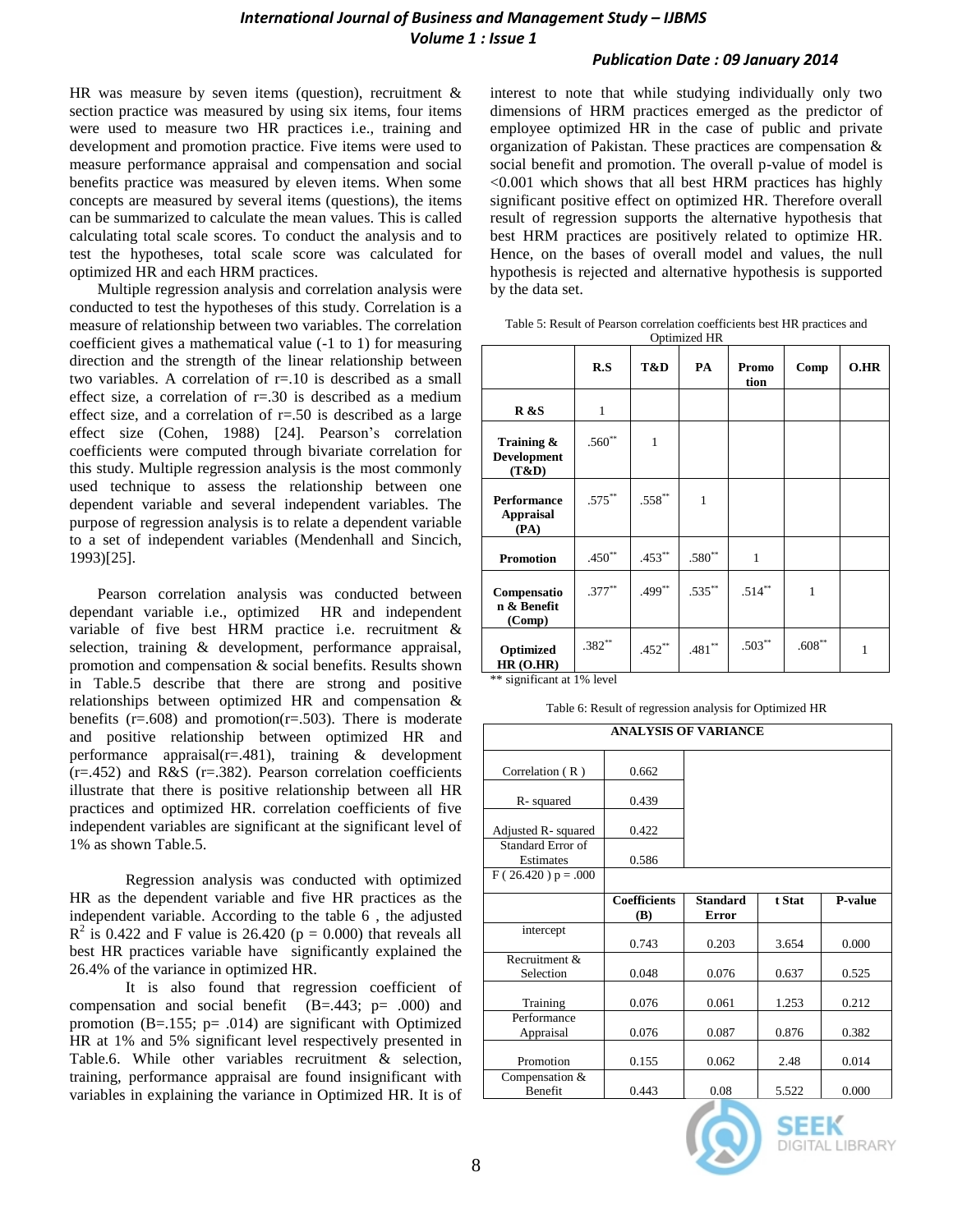HR was measure by seven items (question), recruitment & section practice was measured by using six items, four items were used to measure two HR practices i.e., training and development and promotion practice. Five items were used to measure performance appraisal and compensation and social benefits practice was measured by eleven items. When some concepts are measured by several items (questions), the items can be summarized to calculate the mean values. This is called calculating total scale scores. To conduct the analysis and to test the hypotheses, total scale score was calculated for optimized HR and each HRM practices.

Multiple regression analysis and correlation analysis were conducted to test the hypotheses of this study. Correlation is a measure of relationship between two variables. The correlation coefficient gives a mathematical value (-1 to 1) for measuring direction and the strength of the linear relationship between two variables. A correlation of r=.10 is described as a small effect size, a correlation of r=.30 is described as a medium effect size, and a correlation of r=.50 is described as a large effect size (Cohen, 1988) [24]. Pearson's correlation coefficients were computed through bivariate correlation for this study. Multiple regression analysis is the most commonly used technique to assess the relationship between one dependent variable and several independent variables. The purpose of regression analysis is to relate a dependent variable to a set of independent variables (Mendenhall and Sincich, 1993)[25].

Pearson correlation analysis was conducted between dependant variable i.e., optimized HR and independent variable of five best HRM practice i.e. recruitment & selection, training & development, performance appraisal, promotion and compensation & social benefits. Results shown in Table.5 describe that there are strong and positive relationships between optimized HR and compensation & benefits (r=.608) and promotion(r=.503). There is moderate and positive relationship between optimized HR and performance appraisal(r=.481), training & development (r=.452) and R&S (r=.382). Pearson correlation coefficients illustrate that there is positive relationship between all HR practices and optimized HR. correlation coefficients of five independent variables are significant at the significant level of 1% as shown Table.5.

Regression analysis was conducted with optimized HR as the dependent variable and five HR practices as the independent variable. According to the table 6 , the adjusted $R^2$ is 0.422 and F value is 26.420 (p = 0.000) that reveals all best HR practices variable have significantly explained the 26.4% of the variance in optimized HR.

It is also found that regression coefficient of compensation and social benefit (B=.443; p= .000) and promotion (B=.155; p= .014) are significant with Optimized HR at 1% and 5% significant level respectively presented in Table.6. While other variables recruitment & selection, training, performance appraisal are found insignificant with variables in explaining the variance in Optimized HR. It is of interest to note that while studying individually only two dimensions of HRM practices emerged as the predictor of employee optimized HR in the case of public and private organization of Pakistan. These practices are compensation & social benefit and promotion. The overall p-value of model is <0.001 which shows that all best HRM practices has highly significant positive effect on optimized HR. Therefore overall result of regression supports the alternative hypothesis that best HRM practices are positively related to optimize HR. Hence, on the bases of overall model and values, the null hypothesis is rejected and alternative hypothesis is supported by the data set.

Table 5: Result of Pearson correlation coefficients best HR practices and Optimized HR

| | R.S | T&D | PA | Promotion | Comp | O.HR |
|---|---|---|---|---|---|---|
| **R &S** | 1 | | | | | |
| **Training & Development (T&D)** | .560** | 1 | | | | |
| **Performance Appraisal (PA)** | .575** | .558** | 1 | | | |
| **Promotion** | .450** | .453** | .580** | 1 | | |
| **Compensation & Benefit (Comp)** | .377** | .499** | .535** | .514** | 1 | |
| **Optimized HR (O.HR)** | .382** | .452** | .481** | .503** | .608** | 1 |

** significant at 1% level

Table 6: Result of regression analysis for Optimized HR

| ANALYSIS OF VARIANCE | | | | |
|---|---|---|---|---|
| Correlation ( R ) | 0.662 | | | |
| R- squared | 0.439 | | | |
| Adjusted R- squared | 0.422 | | | |
| Standard Error of Estimates | 0.586 | | | |
| F ( 26.420 ) p = .000 | | | | |
| | **Coefficients (B)** | **Standard Error** | **t Stat** | **P-value** |
| intercept | 0.743 | 0.203 | 3.654 | 0.000 |
| Recruitment & Selection | 0.048 | 0.076 | 0.637 | 0.525 |
| Training | 0.076 | 0.061 | 1.253 | 0.212 |
| Performance Appraisal | 0.076 | 0.087 | 0.876 | 0.382 |
| Promotion | 0.155 | 0.062 | 2.48 | 0.014 |
| Compensation & Benefit | 0.443 | 0.08 | 5.522 | 0.000 |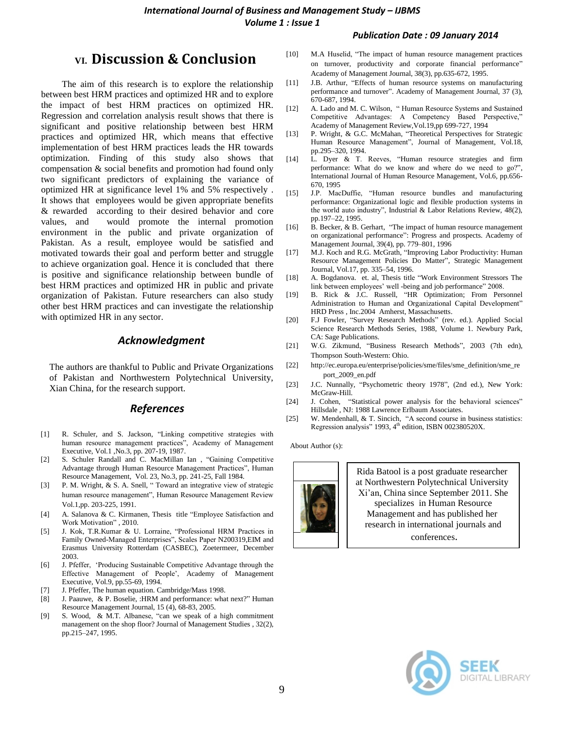# VI. Discussion & Conclusion

The aim of this research is to explore the relationship between best HRM practices and optimized HR and to explore the impact of best HRM practices on optimized HR. Regression and correlation analysis result shows that there is significant and positive relationship between best HRM practices and optimized HR, which means that effective implementation of best HRM practices leads the HR towards optimization. Finding of this study also shows that compensation & social benefits and promotion had found only two significant predictors of explaining the variance of optimized HR at significance level 1% and 5% respectively . It shows that employees would be given appropriate benefits & rewarded according to their desired behavior and core values, and would promote the internal promotion environment in the public and private organization of Pakistan. As a result, employee would be satisfied and motivated towards their goal and perform better and struggle to achieve organization goal. Hence it is concluded that there is positive and significance relationship between bundle of best HRM practices and optimized HR in public and private organization of Pakistan. Future researchers can also study other best HRM practices and can investigate the relationship with optimized HR in any sector.

## Acknowledgment

The authors are thankful to Public and Private Organizations of Pakistan and Northwestern Polytechnical University, Xian China, for the research support.

## References

[1] R. Schuler, and S. Jackson, "Linking competitive strategies with human resource management practices", Academy of Management Executive, Vol.1 ,No.3, pp. 207-19, 1987.

[2] S. Schuler Randall and C. MacMillan Ian , "Gaining Competitive Advantage through Human Resource Management Practices", Human Resource Management, Vol. 23, No.3, pp. 241-25, Fall 1984.

[3] P. M. Wright, & S. A. Snell, " Toward an integrative view of strategic human resource management", Human Resource Management Review Vol.1,pp. 203-225, 1991.

[4] A. Salanova & C. Kirmanen, Thesis title "Employee Satisfaction and Work Motivation" , 2010.

[5] J. Kok, T.R.Kumar & U. Lorraine, "Professional HRM Practices in Family Owned-Managed Enterprises", Scales Paper N200319,EIM and Erasmus University Rotterdam (CASBEC), Zoetermeer, December 2003.

[6] J. Pfeffer, 'Producing Sustainable Competitive Advantage through the Effective Management of People', Academy of Management Executive, Vol.9, pp.55-69, 1994.

[7] J. Pfeffer, The human equation. Cambridge/Mass 1998.

[8] J. Paauwe, & P. Boselie, :HRM and performance: what next?" Human Resource Management Journal, 15 (4), 68-83, 2005.

[9] S. Wood, & M.T. Albanese, "can we speak of a high commitment management on the shop floor? Journal of Management Studies , 32(2), pp.215–247, 1995.

[10] M.A Huselid, "The impact of human resource management practices on turnover, productivity and corporate financial performance" Academy of Management Journal, 38(3), pp.635-672, 1995.

[11] J.B. Arthur, "Effects of human resource systems on manufacturing performance and turnover". Academy of Management Journal, 37 (3), 670-687, 1994.

[12] A. Lado and M. C. Wilson, " Human Resource Systems and Sustained Competitive Advantages: A Competency Based Perspective," Academy of Management Review,Vol.19,pp 699-727, 1994

[13] P. Wright, & G.C. McMahan, "Theoretical Perspectives for Strategic Human Resource Management", Journal of Management, Vol.18, pp.295–320, 1994.

[14] L. Dyer & T. Reeves, "Human resource strategies and firm performance: What do we know and where do we need to go?", International Journal of Human Resource Management, Vol.6, pp.656-670, 1995

[15] J.P. MacDuffie, "Human resource bundles and manufacturing performance: Organizational logic and flexible production systems in the world auto industry", Industrial & Labor Relations Review, 48(2), pp.197–22, 1995.

[16] B. Becker, & B. Gerhart, "The impact of human resource management on organizational performance": Progress and prospects. Academy of Management Journal, 39(4), pp. 779–801, 1996

[17] M.J. Koch and R.G. McGrath, "Improving Labor Productivity: Human Resource Management Policies Do Matter", Strategic Management Journal, Vol.17, pp. 335–54, 1996.

[18] A. Bogdanova. et. al, Thesis title "Work Environment Stressors The link between employees' well -being and job performance" 2008.

[19] B. Rick & J.C. Russell, "HR Optimization; From Personnel Administration to Human and Organizational Capital Development" HRD Press , Inc.2004 Amherst, Massachusetts.

[20] F.J Fowler, "Survey Research Methods" (rev. ed.). Applied Social Science Research Methods Series, 1988, Volume 1. Newbury Park, CA: Sage Publications.

[21] W.G. Zikmund, "Business Research Methods", 2003 (7th edn), Thompson South-Western: Ohio.

[22] http://ec.europa.eu/enterprise/policies/sme/files/sme_definition/sme_report_2009_en.pdf

[23] J.C. Nunnally, "Psychometric theory 1978", (2nd ed.), New York: McGraw-Hill.

[24] J. Cohen, "Statistical power analysis for the behavioral sciences" Hillsdale , NJ: 1988 Lawrence Erlbaum Associates.

[25] W. Mendenhall, & T. Sincich, "A second course in business statistics: Regression analysis" 1993, 4th edition, ISBN 002380520X.

About Author (s):

Rida Batool is a post graduate researcher at Northwestern Polytechnical University Xi'an, China since September 2011. She specializes in Human Resource Management and has published her research in international journals and conferences.